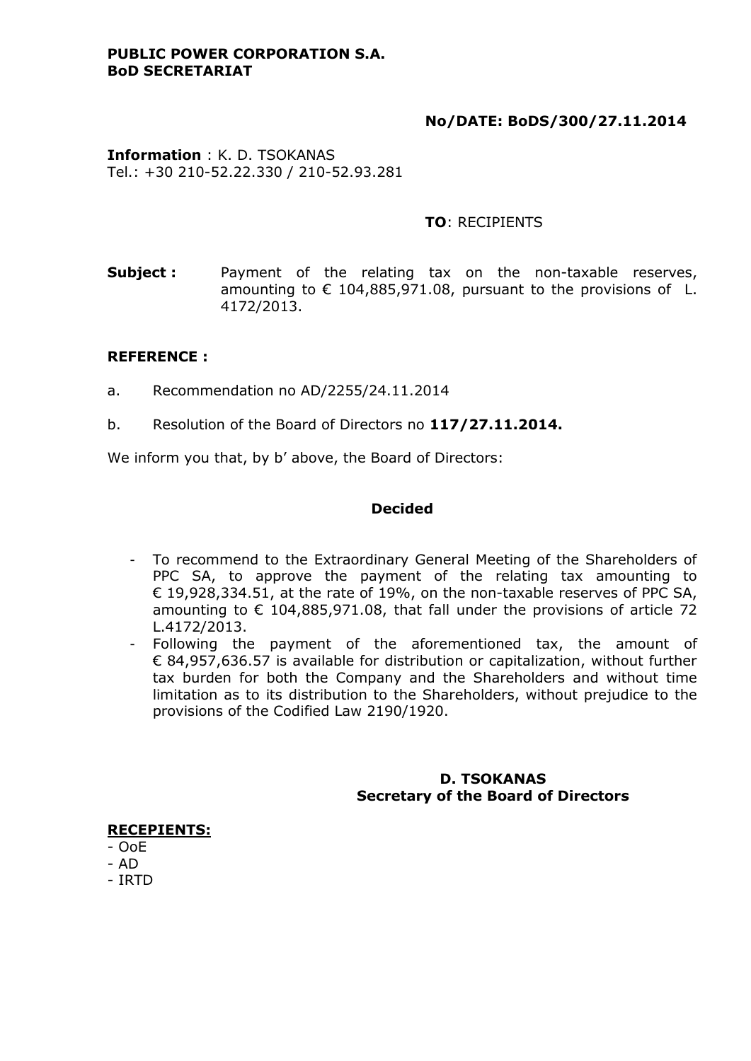**PUBLIC POWER CORPORATION S.A.**
**BoD SECRETARIAT**

**No/DATE: BoDS/300/27.11.2014**

**Information** : K. D. TSOKANAS
Tel.: +30 210-52.22.330 / 210-52.93.281

**TO**: RECIPIENTS

**Subject :** Payment of the relating tax on the non-taxable reserves, amounting to € 104,885,971.08, pursuant to the provisions of L. 4172/2013.

**REFERENCE :**

a. Recommendation no AD/2255/24.11.2014

b. Resolution of the Board of Directors no **117/27.11.2014.**

We inform you that, by b' above, the Board of Directors:

**Decided**

- To recommend to the Extraordinary General Meeting of the Shareholders of PPC SA, to approve the payment of the relating tax amounting to € 19,928,334.51, at the rate of 19%, on the non-taxable reserves of PPC SA, amounting to € 104,885,971.08, that fall under the provisions of article 72 L.4172/2013.
- Following the payment of the aforementioned tax, the amount of € 84,957,636.57 is available for distribution or capitalization, without further tax burden for both the Company and the Shareholders and without time limitation as to its distribution to the Shareholders, without prejudice to the provisions of the Codified Law 2190/1920.

**D. TSOKANAS**
**Secretary of the Board of Directors**

**<u>RECEPIENTS:</u>**
- OoE
- AD
- IRTD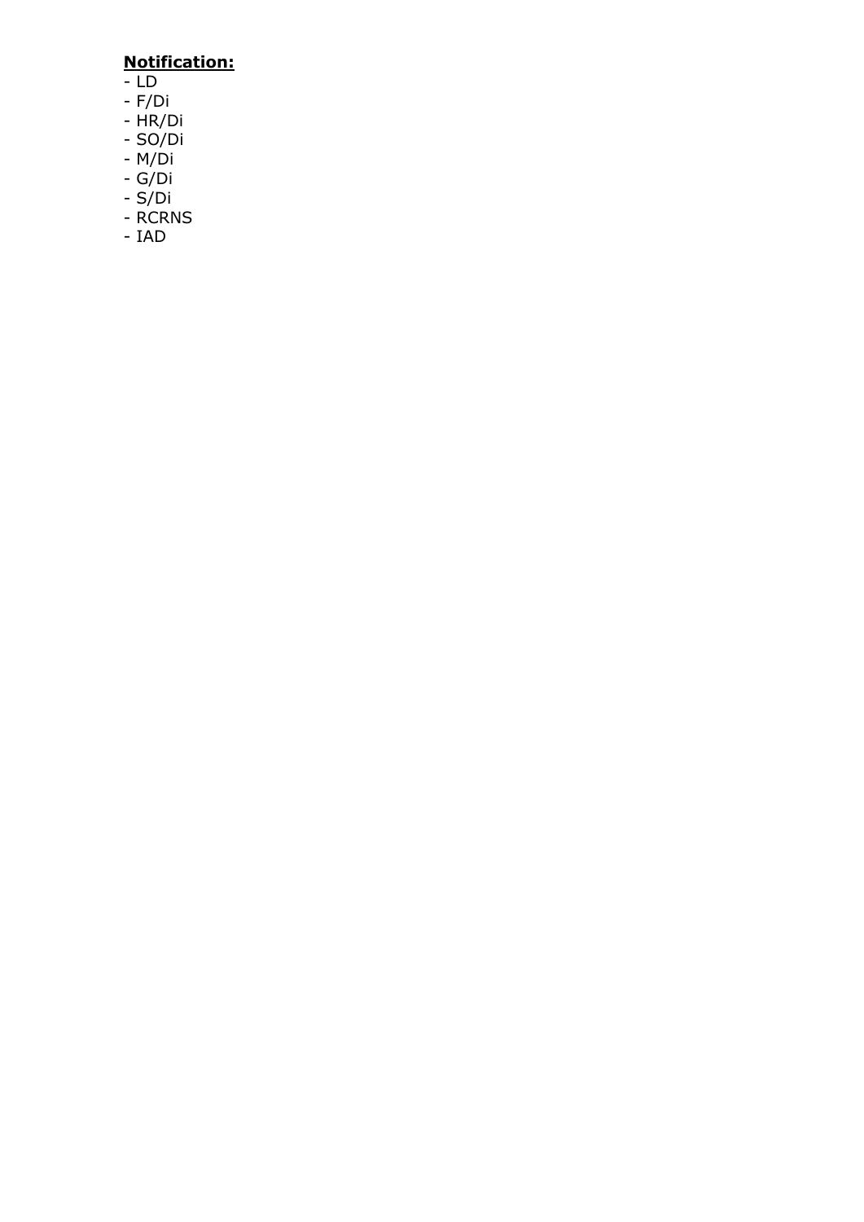**Notification:**

- LD
- F/Di
- HR/Di
- SO/Di
- M/Di
- G/Di
- S/Di
- RCRNS
- IAD